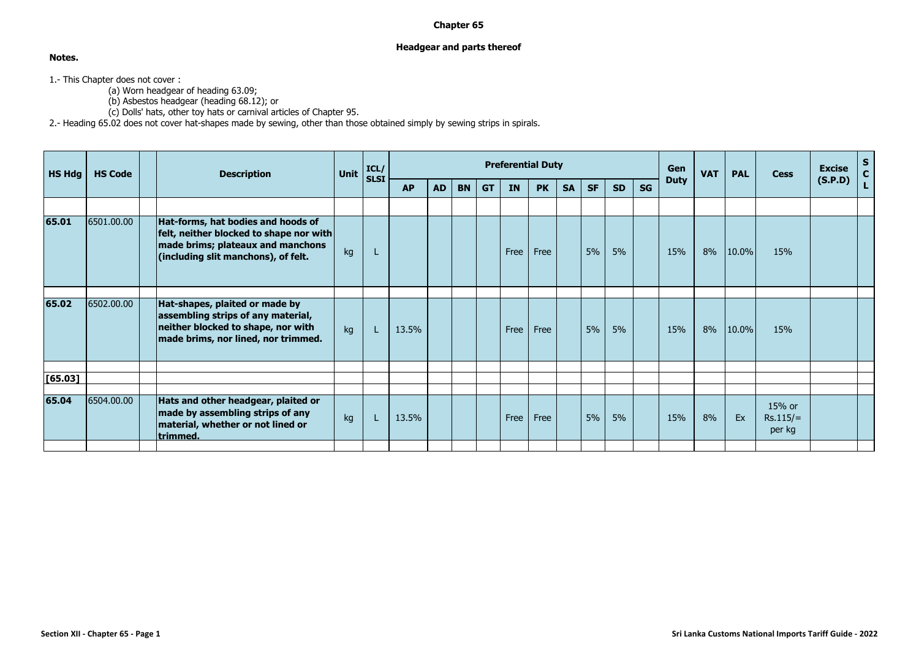# Chapter 65

## Headgear and parts thereof

**Notes.**

1.- This Chapter does not cover :

(a) Worn headgear of heading 63.09;

(b) Asbestos headgear (heading 68.12); or

(c) Dolls' hats, other toy hats or carnival articles of Chapter 95.

2.- Heading 65.02 does not cover hat-shapes made by sewing, other than those obtained simply by sewing strips in spirals.

| HS Hdg | HS Code | | Description | Unit | ICL/ SLSI | Preferential Duty | | | | | | | | | | Gen Duty | VAT | PAL | Cess | Excise (S.P.D) | S C L |
|---|---|---|---|---|---|---|---|---|---|---|---|---|---|---|---|---|---|---|---|---|---|
| | | | | | | AP | AD | BN | GT | IN | PK | SA | SF | SD | SG | | | | | | |
| **65.01** | 6501.00.00 | | **Hat-forms, hat bodies and hoods of felt, neither blocked to shape nor with made brims; plateaux and manchons (including slit manchons), of felt.** | kg | L | | | | | Free | Free | | 5% | 5% | | 15% | 8% | 10.0% | 15% | | |
| **65.02** | 6502.00.00 | | **Hat-shapes, plaited or made by assembling strips of any material, neither blocked to shape, nor with made brims, nor lined, nor trimmed.** | kg | L | 13.5% | | | | Free | Free | | 5% | 5% | | 15% | 8% | 10.0% | 15% | | |
| **[65.03]** | | | | | | | | | | | | | | | | | | | | | |
| **65.04** | 6504.00.00 | | **Hats and other headgear, plaited or made by assembling strips of any material, whether or not lined or trimmed.** | kg | L | 13.5% | | | | Free | Free | | 5% | 5% | | 15% | 8% | Ex | 15% or Rs.115/= per kg | | |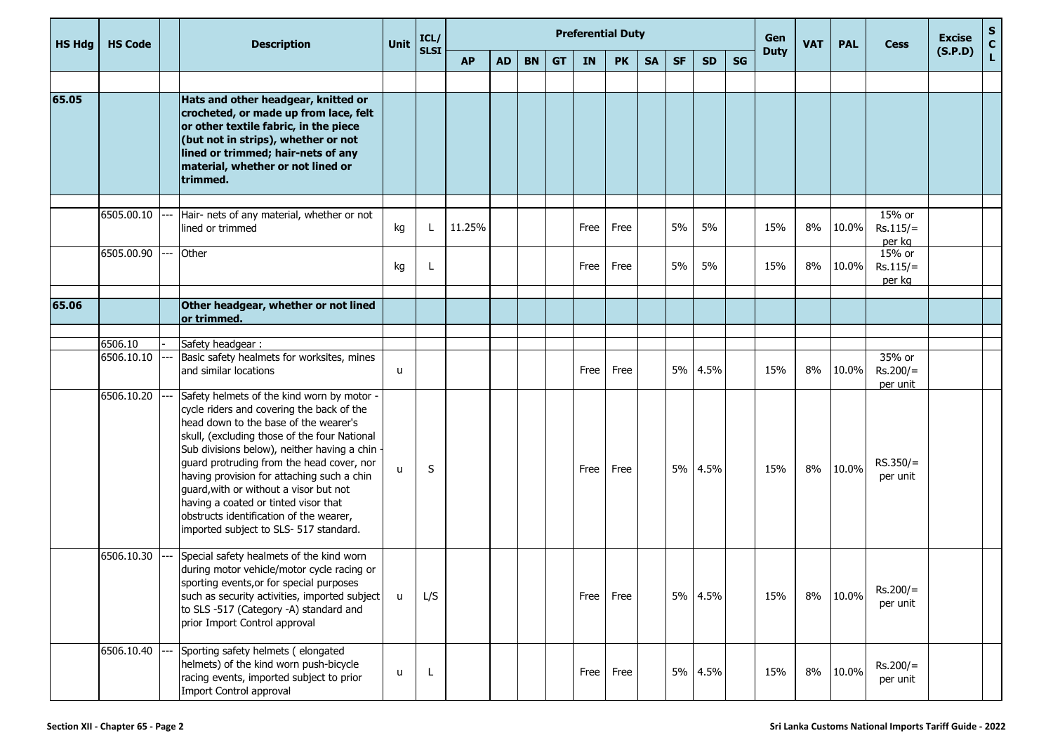| HS Hdg | HS Code | | Description | Unit | ICL/ SLSI | Preferential Duty | | | | | | | | | | Gen Duty | VAT | PAL | Cess | Excise (S.P.D) | S C L |
|---|---|---|---|---|---|---|---|---|---|---|---|---|---|---|---|---|---|---|---|---|---|
| | | | | | | AP | AD | BN | GT | IN | PK | SA | SF | SD | SG | | | | | | |
| 65.05 | | | **Hats and other headgear, knitted or crocheted, or made up from lace, felt or other textile fabric, in the piece (but not in strips), whether or not lined or trimmed; hair-nets of any material, whether or not lined or trimmed.** | | | | | | | | | | | | | | | | | | |
| | 6505.00.10 | --- | Hair- nets of any material, whether or not lined or trimmed | kg | L | 11.25% | | | | Free | Free | | 5% | 5% | | 15% | 8% | 10.0% | 15% or Rs.115/= per kg | | |
| | 6505.00.90 | --- | Other | kg | L | | | | | Free | Free | | 5% | 5% | | 15% | 8% | 10.0% | 15% or Rs.115/= per kg | | |
| 65.06 | | | **Other headgear, whether or not lined or trimmed.** | | | | | | | | | | | | | | | | | | |
| | 6506.10 | - | Safety headgear : | | | | | | | | | | | | | | | | | | |
| | 6506.10.10 | --- | Basic safety healmets for worksites, mines and similar locations | u | | | | | | Free | Free | | 5% | 4.5% | | 15% | 8% | 10.0% | 35% or Rs.200/= per unit | | |
| | 6506.10.20 | --- | Safety helmets of the kind worn by motor - cycle riders and covering the back of the head down to the base of the wearer's skull, (excluding those of the four National Sub divisions below), neither having a chin - guard protruding from the head cover, nor having provision for attaching such a chin guard,with or without a visor but not having a coated or tinted visor that obstructs identification of the wearer, imported subject to SLS- 517 standard. | u | S | | | | | Free | Free | | 5% | 4.5% | | 15% | 8% | 10.0% | RS.350/= per unit | | |
| | 6506.10.30 | --- | Special safety healmets of the kind worn during motor vehicle/motor cycle racing or sporting events,or for special purposes such as security activities, imported subject to SLS -517 (Category -A) standard and prior Import Control approval | u | L/S | | | | | Free | Free | | 5% | 4.5% | | 15% | 8% | 10.0% | Rs.200/= per unit | | |
| | 6506.10.40 | --- | Sporting safety helmets ( elongated helmets) of the kind worn push-bicycle racing events, imported subject to prior Import Control approval | u | L | | | | | Free | Free | | 5% | 4.5% | | 15% | 8% | 10.0% | Rs.200/= per unit | | |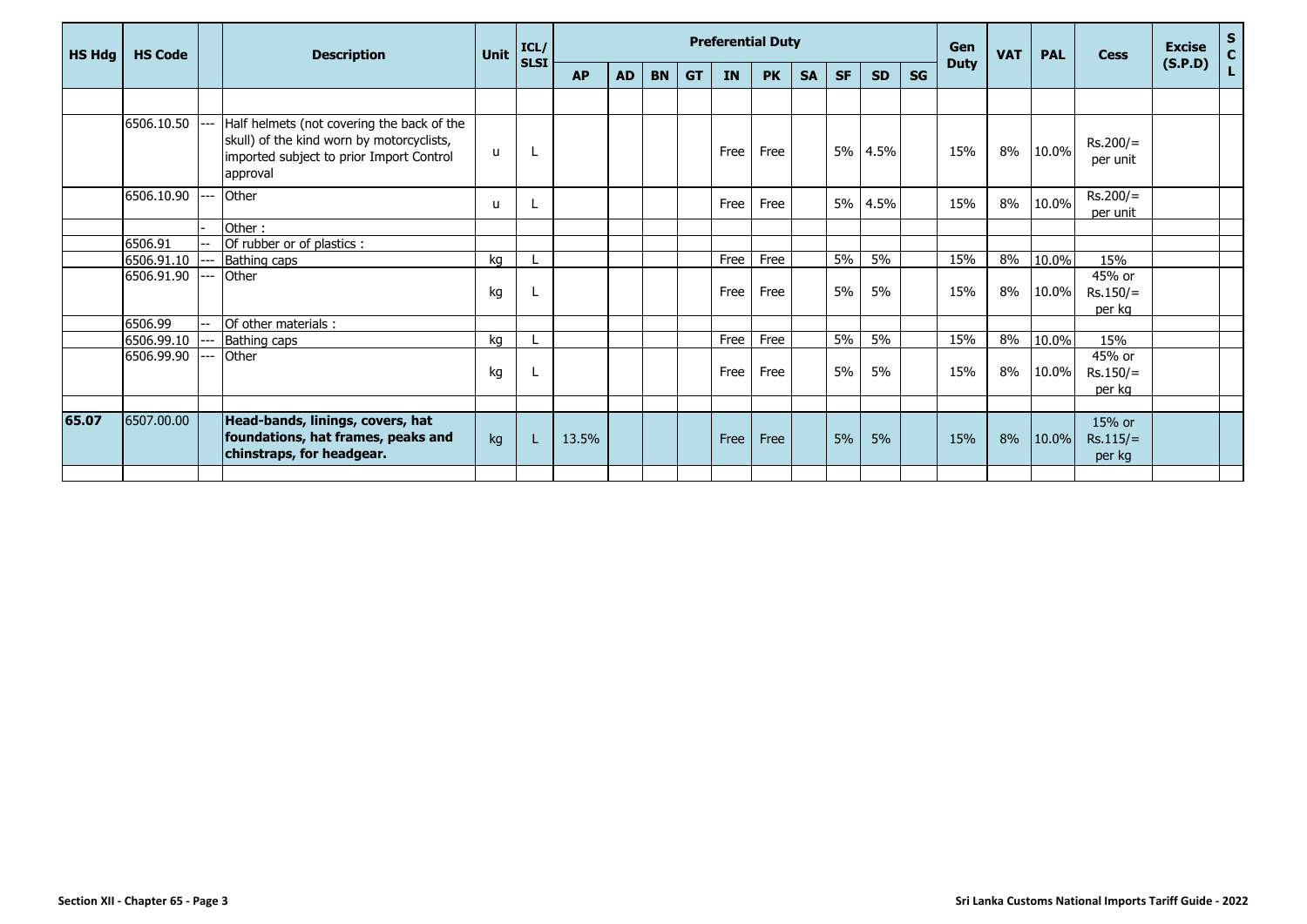| HS Hdg | HS Code | | Description | Unit | ICL/ SLSI | Preferential Duty | | | | | | | | | | Gen Duty | VAT | PAL | Cess | Excise (S.P.D) | S C L |
|---|---|---|---|---|---|---|---|---|---|---|---|---|---|---|---|---|---|---|---|---|---|
| | | | | | | AP | AD | BN | GT | IN | PK | SA | SF | SD | SG | | | | | | |
| | | | | | | | | | | | | | | | | | | | | | |
| | 6506.10.50 | --- | Half helmets (not covering the back of the skull) of the kind worn by motorcyclists, imported subject to prior Import Control approval | u | L | | | | | Free | Free | | 5% | 4.5% | | 15% | 8% | 10.0% | Rs.200/= per unit | | |
| | 6506.10.90 | --- | Other | u | L | | | | | Free | Free | | 5% | 4.5% | | 15% | 8% | 10.0% | Rs.200/= per unit | | |
| | | - | Other : | | | | | | | | | | | | | | | | | | |
| | 6506.91 | -- | Of rubber or of plastics : | | | | | | | | | | | | | | | | | | |
| | 6506.91.10 | --- | Bathing caps | kg | L | | | | | Free | Free | | 5% | 5% | | 15% | 8% | 10.0% | 15% | | |
| | 6506.91.90 | --- | Other | kg | L | | | | | Free | Free | | 5% | 5% | | 15% | 8% | 10.0% | 45% or Rs.150/= per kg | | |
| | 6506.99 | -- | Of other materials : | | | | | | | | | | | | | | | | | | |
| | 6506.99.10 | --- | Bathing caps | kg | L | | | | | Free | Free | | 5% | 5% | | 15% | 8% | 10.0% | 15% | | |
| | 6506.99.90 | --- | Other | kg | L | | | | | Free | Free | | 5% | 5% | | 15% | 8% | 10.0% | 45% or Rs.150/= per kg | | |
| | | | | | | | | | | | | | | | | | | | | | |
| **65.07** | 6507.00.00 | | **Head-bands, linings, covers, hat foundations, hat frames, peaks and chinstraps, for headgear.** | kg | L | 13.5% | | | | Free | Free | | 5% | 5% | | 15% | 8% | 10.0% | 15% or Rs.115/= per kg | | |
| | | | | | | | | | | | | | | | | | | | | | |